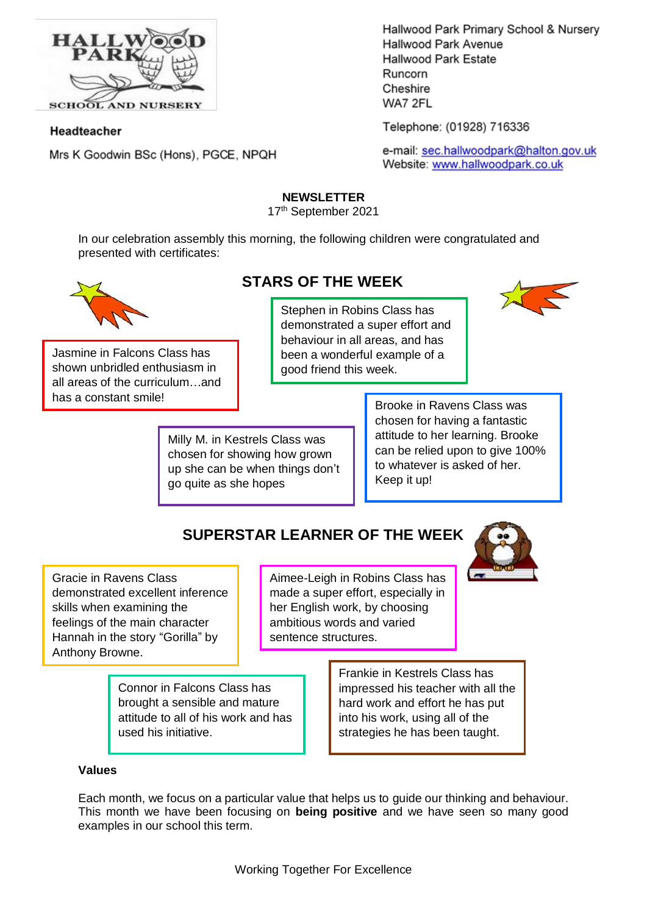HALLWOOD PARK SCHOOL AND NURSERY

Hallwood Park Primary School & Nursery
Hallwood Park Avenue
Hallwood Park Estate
Runcorn
Cheshire
WA7 2FL

**Headteacher**

Mrs K Goodwin BSc (Hons), PGCE, NPQH

Telephone: (01928) 716336

e-mail: sec.hallwoodpark@halton.gov.uk
Website: www.hallwoodpark.co.uk

**NEWSLETTER**

17th September 2021

In our celebration assembly this morning, the following children were congratulated and presented with certificates:

## STARS OF THE WEEK

Stephen in Robins Class has demonstrated a super effort and behaviour in all areas, and has been a wonderful example of a good friend this week.

Jasmine in Falcons Class has shown unbridled enthusiasm in all areas of the curriculum…and has a constant smile!

Brooke in Ravens Class was chosen for having a fantastic attitude to her learning. Brooke can be relied upon to give 100% to whatever is asked of her. Keep it up!

Milly M. in Kestrels Class was chosen for showing how grown up she can be when things don't go quite as she hopes

## SUPERSTAR LEARNER OF THE WEEK

Gracie in Ravens Class demonstrated excellent inference skills when examining the feelings of the main character Hannah in the story "Gorilla" by Anthony Browne.

Aimee-Leigh in Robins Class has made a super effort, especially in her English work, by choosing ambitious words and varied sentence structures.

Frankie in Kestrels Class has impressed his teacher with all the hard work and effort he has put into his work, using all of the strategies he has been taught.

Connor in Falcons Class has brought a sensible and mature attitude to all of his work and has used his initiative.

**Values**

Each month, we focus on a particular value that helps us to guide our thinking and behaviour. This month we have been focusing on **being positive** and we have seen so many good examples in our school this term.

Working Together For Excellence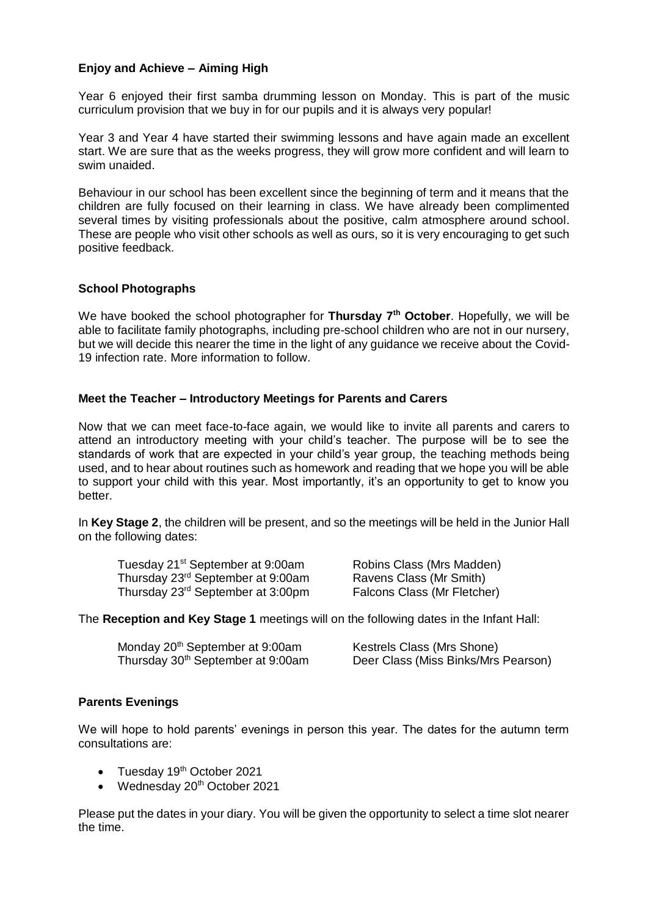**Enjoy and Achieve – Aiming High**

Year 6 enjoyed their first samba drumming lesson on Monday. This is part of the music curriculum provision that we buy in for our pupils and it is always very popular!

Year 3 and Year 4 have started their swimming lessons and have again made an excellent start. We are sure that as the weeks progress, they will grow more confident and will learn to swim unaided.

Behaviour in our school has been excellent since the beginning of term and it means that the children are fully focused on their learning in class. We have already been complimented several times by visiting professionals about the positive, calm atmosphere around school. These are people who visit other schools as well as ours, so it is very encouraging to get such positive feedback.

**School Photographs**

We have booked the school photographer for **Thursday 7th October**. Hopefully, we will be able to facilitate family photographs, including pre-school children who are not in our nursery, but we will decide this nearer the time in the light of any guidance we receive about the Covid-19 infection rate. More information to follow.

**Meet the Teacher – Introductory Meetings for Parents and Carers**

Now that we can meet face-to-face again, we would like to invite all parents and carers to attend an introductory meeting with your child's teacher. The purpose will be to see the standards of work that are expected in your child's year group, the teaching methods being used, and to hear about routines such as homework and reading that we hope you will be able to support your child with this year. Most importantly, it's an opportunity to get to know you better.

In **Key Stage 2**, the children will be present, and so the meetings will be held in the Junior Hall on the following dates:

| | |
|---|---|
| Tuesday 21st September at 9:00am | Robins Class (Mrs Madden) |
| Thursday 23rd September at 9:00am | Ravens Class (Mr Smith) |
| Thursday 23rd September at 3:00pm | Falcons Class (Mr Fletcher) |

The **Reception and Key Stage 1** meetings will on the following dates in the Infant Hall:

| | |
|---|---|
| Monday 20th September at 9:00am | Kestrels Class (Mrs Shone) |
| Thursday 30th September at 9:00am | Deer Class (Miss Binks/Mrs Pearson) |

**Parents Evenings**

We will hope to hold parents' evenings in person this year. The dates for the autumn term consultations are:

- Tuesday 19th October 2021
- Wednesday 20th October 2021

Please put the dates in your diary. You will be given the opportunity to select a time slot nearer the time.